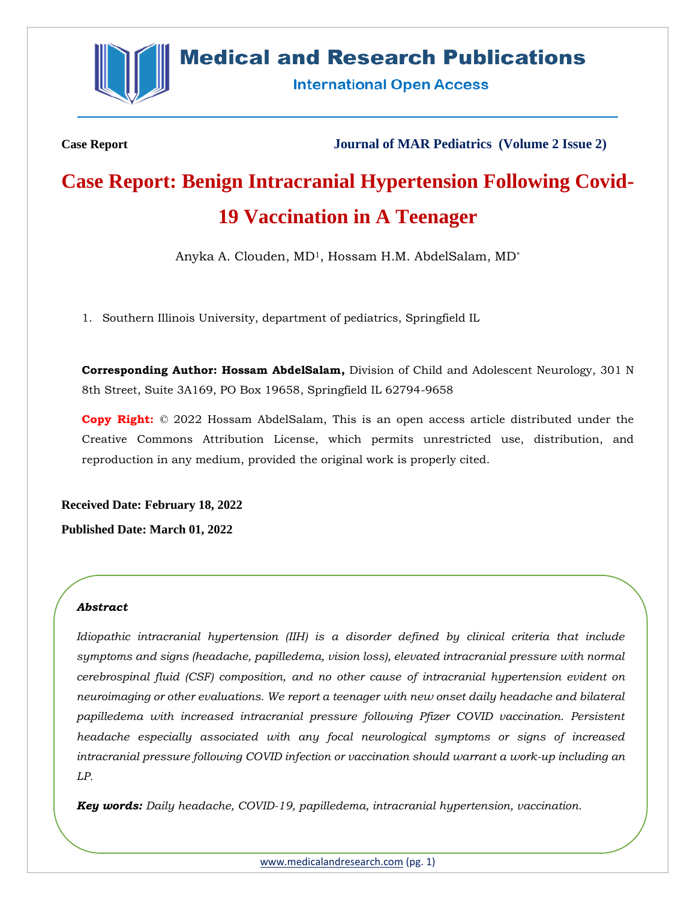# Medical and Research Publications

International Open Access

**Case Report** **Journal of MAR Pediatrics (Volume 2 Issue 2)**

# Case Report: Benign Intracranial Hypertension Following Covid-19 Vaccination in A Teenager

Anyka A. Clouden, MD[1], Hossam H.M. AbdelSalam, MD[*]

1. Southern Illinois University, department of pediatrics, Springfield IL

**Corresponding Author: Hossam AbdelSalam,** Division of Child and Adolescent Neurology, 301 N 8th Street, Suite 3A169, PO Box 19658, Springfield IL 62794-9658

**Copy Right:** © 2022 Hossam AbdelSalam, This is an open access article distributed under the Creative Commons Attribution License, which permits unrestricted use, distribution, and reproduction in any medium, provided the original work is properly cited.

**Received Date: February 18, 2022**

**Published Date: March 01, 2022**

***Abstract***

*Idiopathic intracranial hypertension (IIH) is a disorder defined by clinical criteria that include symptoms and signs (headache, papilledema, vision loss), elevated intracranial pressure with normal cerebrospinal fluid (CSF) composition, and no other cause of intracranial hypertension evident on neuroimaging or other evaluations. We report a teenager with new onset daily headache and bilateral papilledema with increased intracranial pressure following Pfizer COVID vaccination. Persistent headache especially associated with any focal neurological symptoms or signs of increased intracranial pressure following COVID infection or vaccination should warrant a work-up including an LP.*

***Key words:*** *Daily headache, COVID-19, papilledema, intracranial hypertension, vaccination.*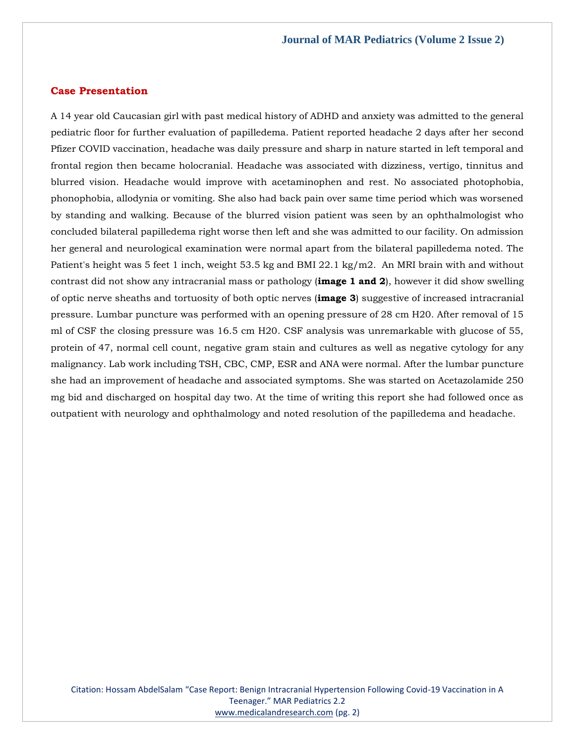## Case Presentation

A 14 year old Caucasian girl with past medical history of ADHD and anxiety was admitted to the general pediatric floor for further evaluation of papilledema. Patient reported headache 2 days after her second Pfizer COVID vaccination, headache was daily pressure and sharp in nature started in left temporal and frontal region then became holocranial. Headache was associated with dizziness, vertigo, tinnitus and blurred vision. Headache would improve with acetaminophen and rest. No associated photophobia, phonophobia, allodynia or vomiting. She also had back pain over same time period which was worsened by standing and walking. Because of the blurred vision patient was seen by an ophthalmologist who concluded bilateral papilledema right worse then left and she was admitted to our facility. On admission her general and neurological examination were normal apart from the bilateral papilledema noted. The Patient's height was 5 feet 1 inch, weight 53.5 kg and BMI 22.1 kg/m2. An MRI brain with and without contrast did not show any intracranial mass or pathology (**image 1 and 2**), however it did show swelling of optic nerve sheaths and tortuosity of both optic nerves (**image 3**) suggestive of increased intracranial pressure. Lumbar puncture was performed with an opening pressure of 28 cm H20. After removal of 15 ml of CSF the closing pressure was 16.5 cm H20. CSF analysis was unremarkable with glucose of 55, protein of 47, normal cell count, negative gram stain and cultures as well as negative cytology for any malignancy. Lab work including TSH, CBC, CMP, ESR and ANA were normal. After the lumbar puncture she had an improvement of headache and associated symptoms. She was started on Acetazolamide 250 mg bid and discharged on hospital day two. At the time of writing this report she had followed once as outpatient with neurology and ophthalmology and noted resolution of the papilledema and headache.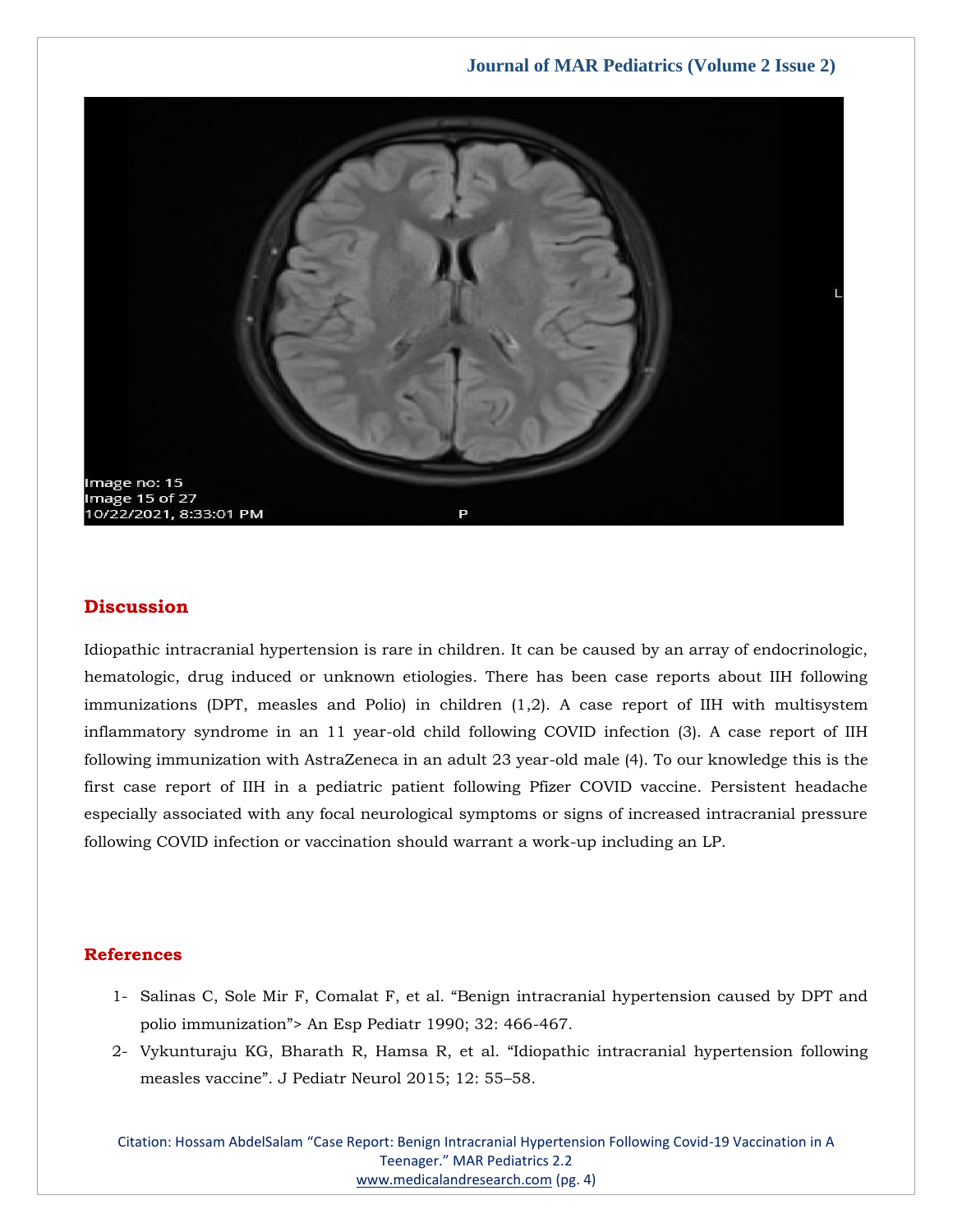## Discussion

Idiopathic intracranial hypertension is rare in children. It can be caused by an array of endocrinologic, hematologic, drug induced or unknown etiologies. There has been case reports about IIH following immunizations (DPT, measles and Polio) in children (1,2). A case report of IIH with multisystem inflammatory syndrome in an 11 year-old child following COVID infection (3). A case report of IIH following immunization with AstraZeneca in an adult 23 year-old male (4). To our knowledge this is the first case report of IIH in a pediatric patient following Pfizer COVID vaccine. Persistent headache especially associated with any focal neurological symptoms or signs of increased intracranial pressure following COVID infection or vaccination should warrant a work-up including an LP.

## References

1- Salinas C, Sole Mir F, Comalat F, et al. "Benign intracranial hypertension caused by DPT and polio immunization"> An Esp Pediatr 1990; 32: 466-467.

2- Vykunturaju KG, Bharath R, Hamsa R, et al. "Idiopathic intracranial hypertension following measles vaccine". J Pediatr Neurol 2015; 12: 55–58.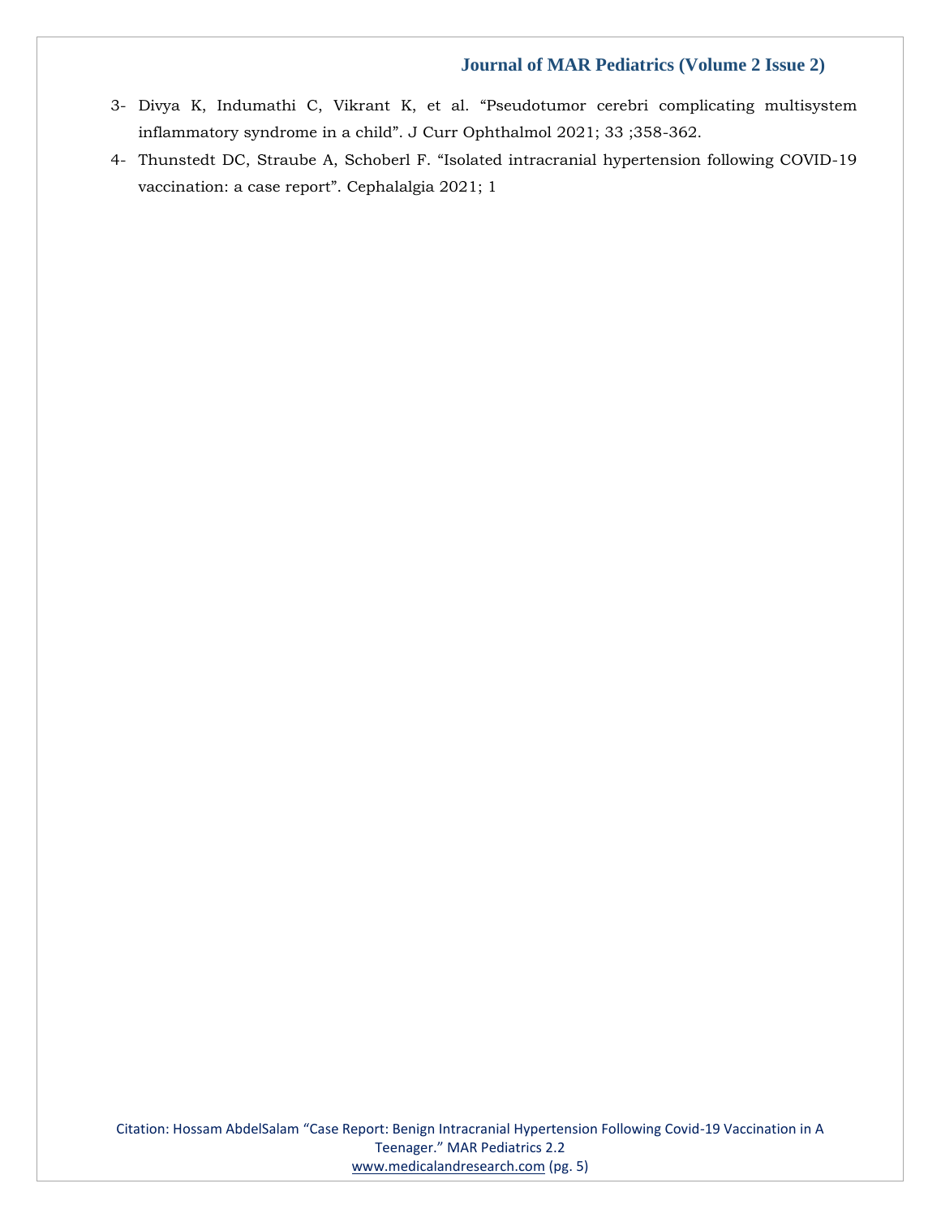3- Divya K, Indumathi C, Vikrant K, et al. “Pseudotumor cerebri complicating multisystem inflammatory syndrome in a child”. J Curr Ophthalmol 2021; 33 ;358-362.

4- Thunstedt DC, Straube A, Schoberl F. “Isolated intracranial hypertension following COVID-19 vaccination: a case report”. Cephalalgia 2021; 1